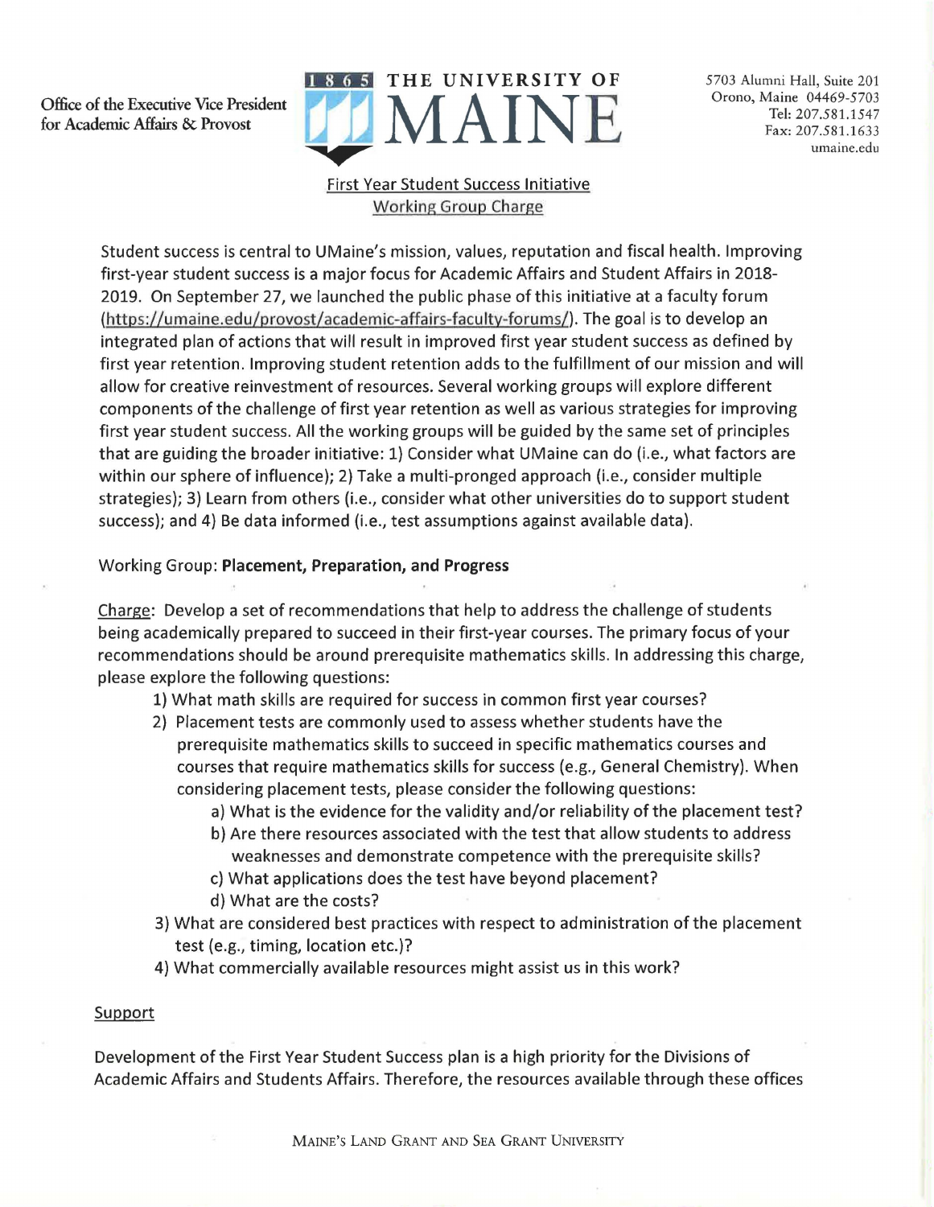Office of the Executive Vice President for Academic Affairs & Provost

# THE UNIVERSITY OF MAINE

5703 Alumni Hall, Suite 201
Orono, Maine 04469-5703
Tel: 207.581.1547
Fax: 207.581.1633
umaine.edu

## First Year Student Success Initiative
## Working Group Charge

Student success is central to UMaine's mission, values, reputation and fiscal health. Improving first-year student success is a major focus for Academic Affairs and Student Affairs in 2018-2019. On September 27, we launched the public phase of this initiative at a faculty forum (https://umaine.edu/provost/academic-affairs-faculty-forums/). The goal is to develop an integrated plan of actions that will result in improved first year student success as defined by first year retention. Improving student retention adds to the fulfillment of our mission and will allow for creative reinvestment of resources. Several working groups will explore different components of the challenge of first year retention as well as various strategies for improving first year student success. All the working groups will be guided by the same set of principles that are guiding the broader initiative: 1) Consider what UMaine can do (i.e., what factors are within our sphere of influence); 2) Take a multi-pronged approach (i.e., consider multiple strategies); 3) Learn from others (i.e., consider what other universities do to support student success); and 4) Be data informed (i.e., test assumptions against available data).

Working Group: **Placement, Preparation, and Progress**

Charge: Develop a set of recommendations that help to address the challenge of students being academically prepared to succeed in their first-year courses. The primary focus of your recommendations should be around prerequisite mathematics skills. In addressing this charge, please explore the following questions:

1) What math skills are required for success in common first year courses?
2) Placement tests are commonly used to assess whether students have the prerequisite mathematics skills to succeed in specific mathematics courses and courses that require mathematics skills for success (e.g., General Chemistry). When considering placement tests, please consider the following questions:
   a) What is the evidence for the validity and/or reliability of the placement test?
   b) Are there resources associated with the test that allow students to address weaknesses and demonstrate competence with the prerequisite skills?
   c) What applications does the test have beyond placement?
   d) What are the costs?
3) What are considered best practices with respect to administration of the placement test (e.g., timing, location etc.)?
4) What commercially available resources might assist us in this work?

Support

Development of the First Year Student Success plan is a high priority for the Divisions of Academic Affairs and Students Affairs. Therefore, the resources available through these offices

MAINE'S LAND GRANT AND SEA GRANT UNIVERSITY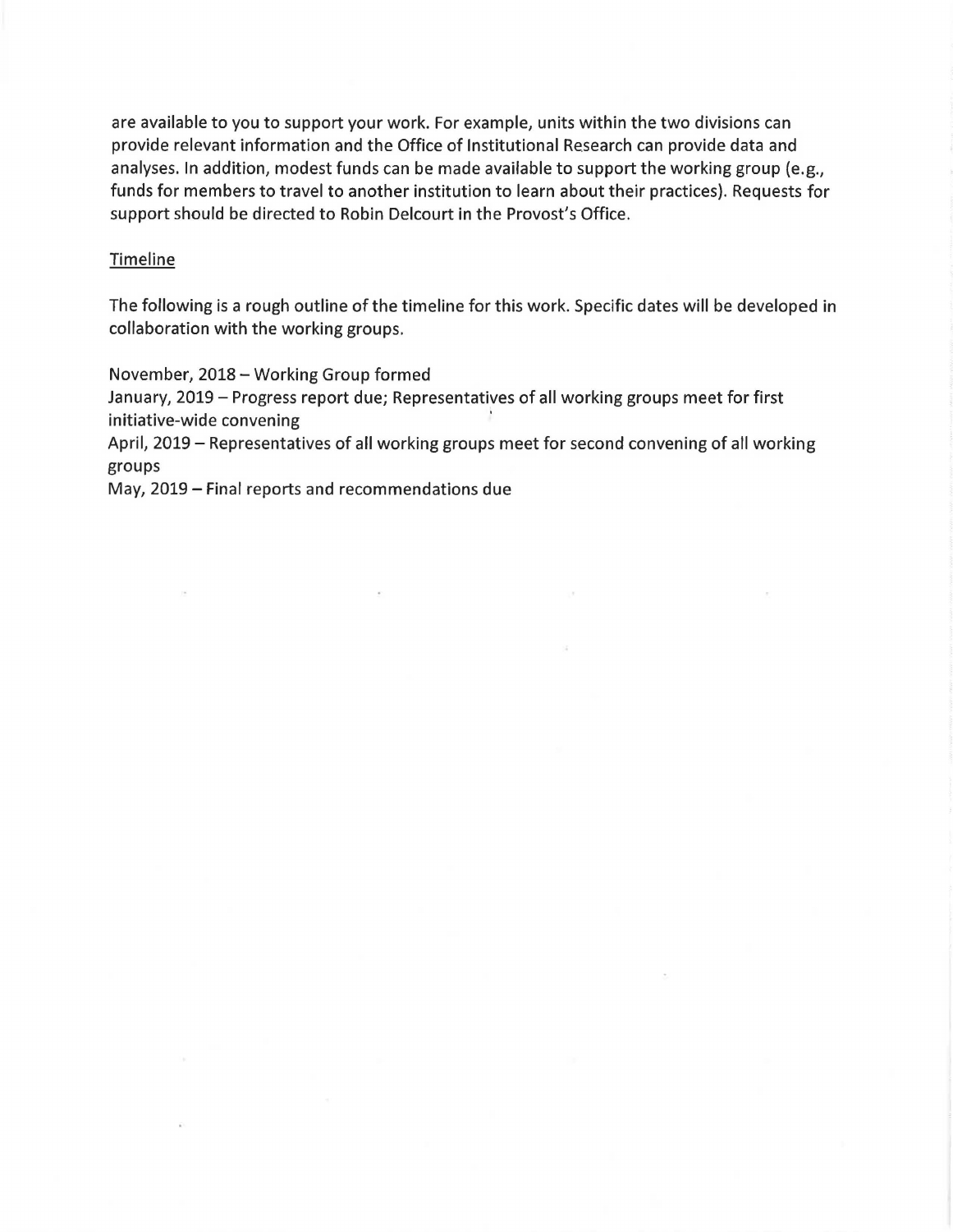are available to you to support your work. For example, units within the two divisions can provide relevant information and the Office of Institutional Research can provide data and analyses. In addition, modest funds can be made available to support the working group (e.g., funds for members to travel to another institution to learn about their practices). Requests for support should be directed to Robin Delcourt in the Provost's Office.

## Timeline

The following is a rough outline of the timeline for this work. Specific dates will be developed in collaboration with the working groups.

November, 2018 – Working Group formed
January, 2019 – Progress report due; Representatives of all working groups meet for first initiative-wide convening
April, 2019 – Representatives of all working groups meet for second convening of all working groups
May, 2019 – Final reports and recommendations due